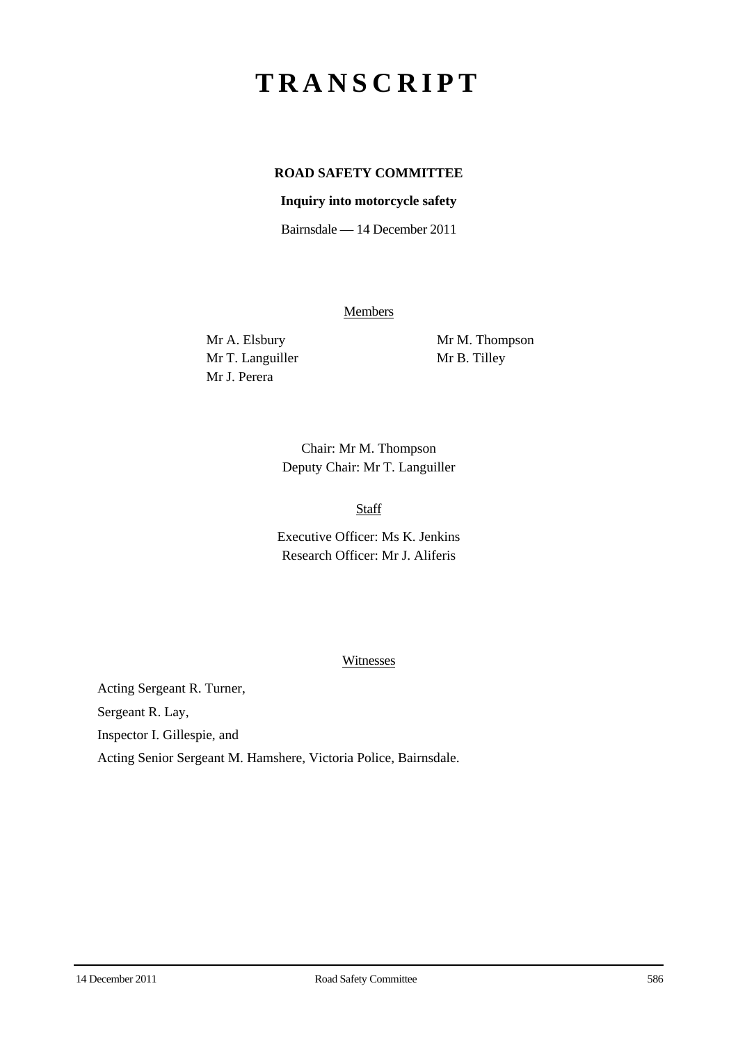# TRANSCRIPT

**ROAD SAFETY COMMITTEE**

**Inquiry into motorcycle safety**

Bairnsdale — 14 December 2011

Members

Mr A. Elsbury
Mr T. Languiller
Mr J. Perera
Mr M. Thompson
Mr B. Tilley

Chair: Mr M. Thompson
Deputy Chair: Mr T. Languiller

Staff

Executive Officer: Ms K. Jenkins
Research Officer: Mr J. Aliferis

Witnesses

Acting Sergeant R. Turner,

Sergeant R. Lay,

Inspector I. Gillespie, and

Acting Senior Sergeant M. Hamshere, Victoria Police, Bairnsdale.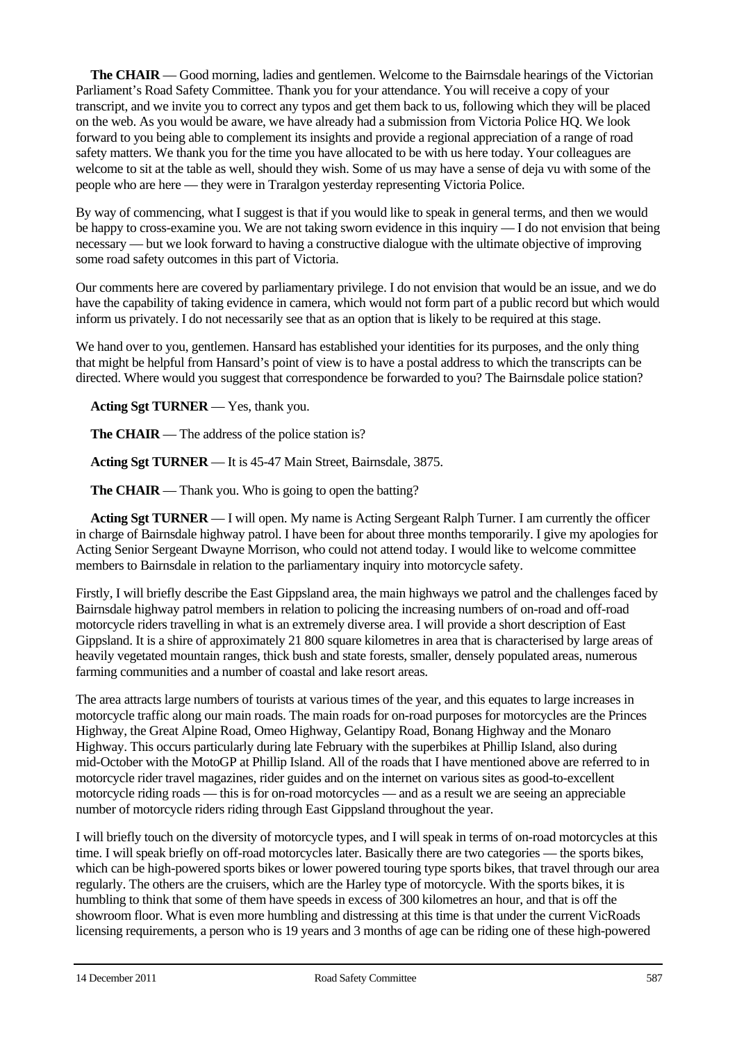**The CHAIR** — Good morning, ladies and gentlemen. Welcome to the Bairnsdale hearings of the Victorian Parliament's Road Safety Committee. Thank you for your attendance. You will receive a copy of your transcript, and we invite you to correct any typos and get them back to us, following which they will be placed on the web. As you would be aware, we have already had a submission from Victoria Police HQ. We look forward to you being able to complement its insights and provide a regional appreciation of a range of road safety matters. We thank you for the time you have allocated to be with us here today. Your colleagues are welcome to sit at the table as well, should they wish. Some of us may have a sense of deja vu with some of the people who are here — they were in Traralgon yesterday representing Victoria Police.

By way of commencing, what I suggest is that if you would like to speak in general terms, and then we would be happy to cross-examine you. We are not taking sworn evidence in this inquiry — I do not envision that being necessary — but we look forward to having a constructive dialogue with the ultimate objective of improving some road safety outcomes in this part of Victoria.

Our comments here are covered by parliamentary privilege. I do not envision that would be an issue, and we do have the capability of taking evidence in camera, which would not form part of a public record but which would inform us privately. I do not necessarily see that as an option that is likely to be required at this stage.

We hand over to you, gentlemen. Hansard has established your identities for its purposes, and the only thing that might be helpful from Hansard's point of view is to have a postal address to which the transcripts can be directed. Where would you suggest that correspondence be forwarded to you? The Bairnsdale police station?

**Acting Sgt TURNER** — Yes, thank you.

**The CHAIR** — The address of the police station is?

**Acting Sgt TURNER** — It is 45-47 Main Street, Bairnsdale, 3875.

**The CHAIR** — Thank you. Who is going to open the batting?

**Acting Sgt TURNER** — I will open. My name is Acting Sergeant Ralph Turner. I am currently the officer in charge of Bairnsdale highway patrol. I have been for about three months temporarily. I give my apologies for Acting Senior Sergeant Dwayne Morrison, who could not attend today. I would like to welcome committee members to Bairnsdale in relation to the parliamentary inquiry into motorcycle safety.

Firstly, I will briefly describe the East Gippsland area, the main highways we patrol and the challenges faced by Bairnsdale highway patrol members in relation to policing the increasing numbers of on-road and off-road motorcycle riders travelling in what is an extremely diverse area. I will provide a short description of East Gippsland. It is a shire of approximately 21 800 square kilometres in area that is characterised by large areas of heavily vegetated mountain ranges, thick bush and state forests, smaller, densely populated areas, numerous farming communities and a number of coastal and lake resort areas.

The area attracts large numbers of tourists at various times of the year, and this equates to large increases in motorcycle traffic along our main roads. The main roads for on-road purposes for motorcycles are the Princes Highway, the Great Alpine Road, Omeo Highway, Gelantipy Road, Bonang Highway and the Monaro Highway. This occurs particularly during late February with the superbikes at Phillip Island, also during mid-October with the MotoGP at Phillip Island. All of the roads that I have mentioned above are referred to in motorcycle rider travel magazines, rider guides and on the internet on various sites as good-to-excellent motorcycle riding roads — this is for on-road motorcycles — and as a result we are seeing an appreciable number of motorcycle riders riding through East Gippsland throughout the year.

I will briefly touch on the diversity of motorcycle types, and I will speak in terms of on-road motorcycles at this time. I will speak briefly on off-road motorcycles later. Basically there are two categories — the sports bikes, which can be high-powered sports bikes or lower powered touring type sports bikes, that travel through our area regularly. The others are the cruisers, which are the Harley type of motorcycle. With the sports bikes, it is humbling to think that some of them have speeds in excess of 300 kilometres an hour, and that is off the showroom floor. What is even more humbling and distressing at this time is that under the current VicRoads licensing requirements, a person who is 19 years and 3 months of age can be riding one of these high-powered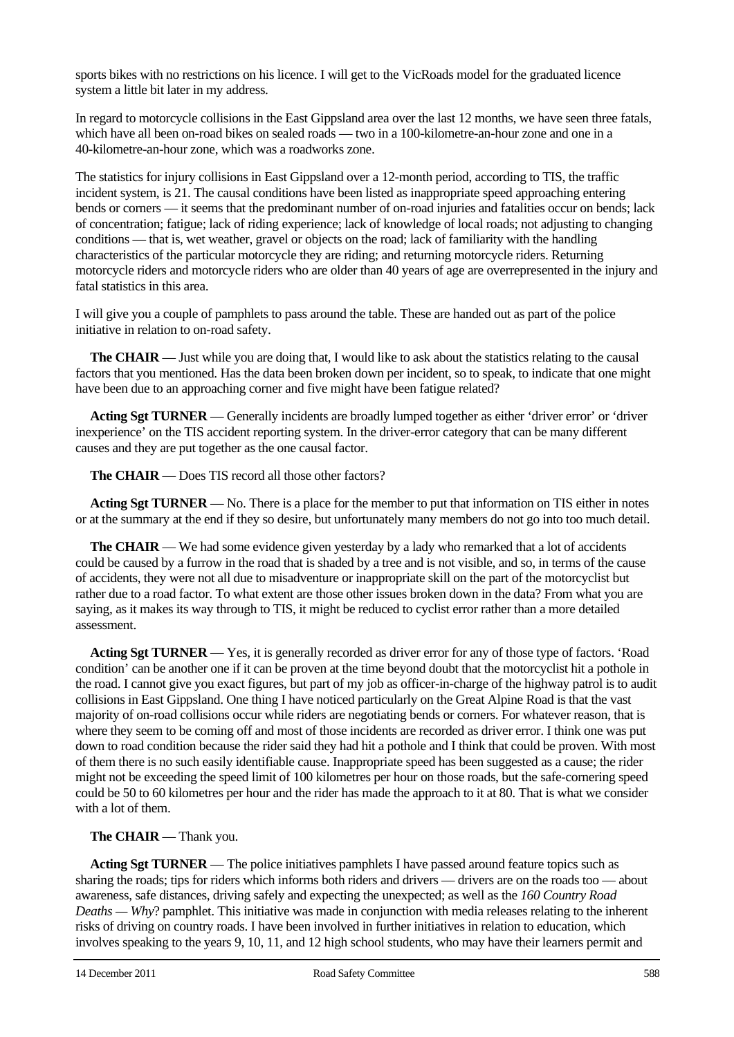sports bikes with no restrictions on his licence. I will get to the VicRoads model for the graduated licence system a little bit later in my address.

In regard to motorcycle collisions in the East Gippsland area over the last 12 months, we have seen three fatals, which have all been on-road bikes on sealed roads — two in a 100-kilometre-an-hour zone and one in a 40-kilometre-an-hour zone, which was a roadworks zone.

The statistics for injury collisions in East Gippsland over a 12-month period, according to TIS, the traffic incident system, is 21. The causal conditions have been listed as inappropriate speed approaching entering bends or corners — it seems that the predominant number of on-road injuries and fatalities occur on bends; lack of concentration; fatigue; lack of riding experience; lack of knowledge of local roads; not adjusting to changing conditions — that is, wet weather, gravel or objects on the road; lack of familiarity with the handling characteristics of the particular motorcycle they are riding; and returning motorcycle riders. Returning motorcycle riders and motorcycle riders who are older than 40 years of age are overrepresented in the injury and fatal statistics in this area.

I will give you a couple of pamphlets to pass around the table. These are handed out as part of the police initiative in relation to on-road safety.

**The CHAIR** — Just while you are doing that, I would like to ask about the statistics relating to the causal factors that you mentioned. Has the data been broken down per incident, so to speak, to indicate that one might have been due to an approaching corner and five might have been fatigue related?

**Acting Sgt TURNER** — Generally incidents are broadly lumped together as either 'driver error' or 'driver inexperience' on the TIS accident reporting system. In the driver-error category that can be many different causes and they are put together as the one causal factor.

**The CHAIR** — Does TIS record all those other factors?

**Acting Sgt TURNER** — No. There is a place for the member to put that information on TIS either in notes or at the summary at the end if they so desire, but unfortunately many members do not go into too much detail.

**The CHAIR** — We had some evidence given yesterday by a lady who remarked that a lot of accidents could be caused by a furrow in the road that is shaded by a tree and is not visible, and so, in terms of the cause of accidents, they were not all due to misadventure or inappropriate skill on the part of the motorcyclist but rather due to a road factor. To what extent are those other issues broken down in the data? From what you are saying, as it makes its way through to TIS, it might be reduced to cyclist error rather than a more detailed assessment.

**Acting Sgt TURNER** — Yes, it is generally recorded as driver error for any of those type of factors. 'Road condition' can be another one if it can be proven at the time beyond doubt that the motorcyclist hit a pothole in the road. I cannot give you exact figures, but part of my job as officer-in-charge of the highway patrol is to audit collisions in East Gippsland. One thing I have noticed particularly on the Great Alpine Road is that the vast majority of on-road collisions occur while riders are negotiating bends or corners. For whatever reason, that is where they seem to be coming off and most of those incidents are recorded as driver error. I think one was put down to road condition because the rider said they had hit a pothole and I think that could be proven. With most of them there is no such easily identifiable cause. Inappropriate speed has been suggested as a cause; the rider might not be exceeding the speed limit of 100 kilometres per hour on those roads, but the safe-cornering speed could be 50 to 60 kilometres per hour and the rider has made the approach to it at 80. That is what we consider with a lot of them.

**The CHAIR** — Thank you.

**Acting Sgt TURNER** — The police initiatives pamphlets I have passed around feature topics such as sharing the roads; tips for riders which informs both riders and drivers — drivers are on the roads too — about awareness, safe distances, driving safely and expecting the unexpected; as well as the *160 Country Road Deaths — Why?* pamphlet. This initiative was made in conjunction with media releases relating to the inherent risks of driving on country roads. I have been involved in further initiatives in relation to education, which involves speaking to the years 9, 10, 11, and 12 high school students, who may have their learners permit and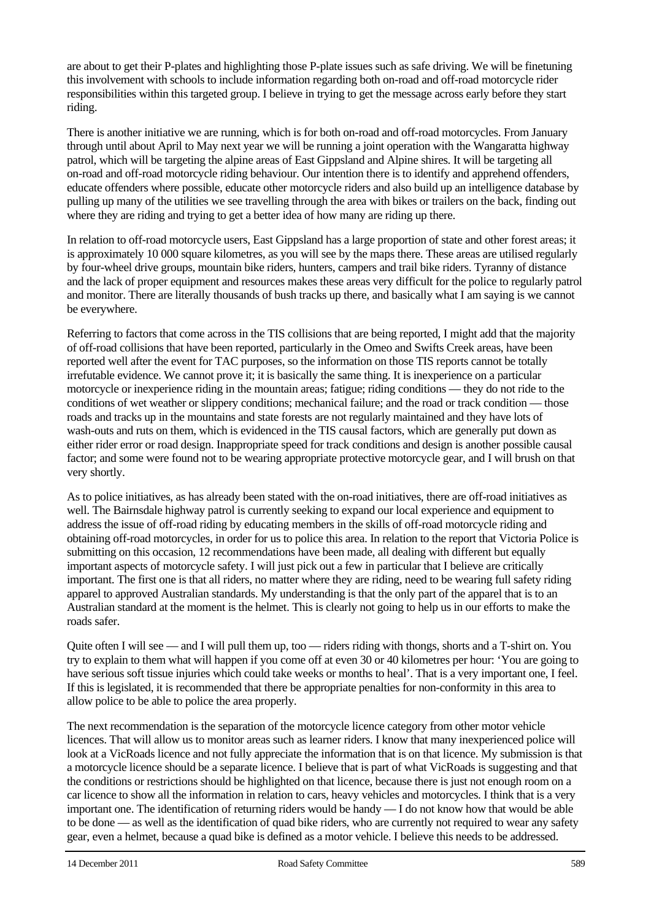are about to get their P-plates and highlighting those P-plate issues such as safe driving. We will be finetuning this involvement with schools to include information regarding both on-road and off-road motorcycle rider responsibilities within this targeted group. I believe in trying to get the message across early before they start riding.

There is another initiative we are running, which is for both on-road and off-road motorcycles. From January through until about April to May next year we will be running a joint operation with the Wangaratta highway patrol, which will be targeting the alpine areas of East Gippsland and Alpine shires. It will be targeting all on-road and off-road motorcycle riding behaviour. Our intention there is to identify and apprehend offenders, educate offenders where possible, educate other motorcycle riders and also build up an intelligence database by pulling up many of the utilities we see travelling through the area with bikes or trailers on the back, finding out where they are riding and trying to get a better idea of how many are riding up there.

In relation to off-road motorcycle users, East Gippsland has a large proportion of state and other forest areas; it is approximately 10 000 square kilometres, as you will see by the maps there. These areas are utilised regularly by four-wheel drive groups, mountain bike riders, hunters, campers and trail bike riders. Tyranny of distance and the lack of proper equipment and resources makes these areas very difficult for the police to regularly patrol and monitor. There are literally thousands of bush tracks up there, and basically what I am saying is we cannot be everywhere.

Referring to factors that come across in the TIS collisions that are being reported, I might add that the majority of off-road collisions that have been reported, particularly in the Omeo and Swifts Creek areas, have been reported well after the event for TAC purposes, so the information on those TIS reports cannot be totally irrefutable evidence. We cannot prove it; it is basically the same thing. It is inexperience on a particular motorcycle or inexperience riding in the mountain areas; fatigue; riding conditions — they do not ride to the conditions of wet weather or slippery conditions; mechanical failure; and the road or track condition — those roads and tracks up in the mountains and state forests are not regularly maintained and they have lots of wash-outs and ruts on them, which is evidenced in the TIS causal factors, which are generally put down as either rider error or road design. Inappropriate speed for track conditions and design is another possible causal factor; and some were found not to be wearing appropriate protective motorcycle gear, and I will brush on that very shortly.

As to police initiatives, as has already been stated with the on-road initiatives, there are off-road initiatives as well. The Bairnsdale highway patrol is currently seeking to expand our local experience and equipment to address the issue of off-road riding by educating members in the skills of off-road motorcycle riding and obtaining off-road motorcycles, in order for us to police this area. In relation to the report that Victoria Police is submitting on this occasion, 12 recommendations have been made, all dealing with different but equally important aspects of motorcycle safety. I will just pick out a few in particular that I believe are critically important. The first one is that all riders, no matter where they are riding, need to be wearing full safety riding apparel to approved Australian standards. My understanding is that the only part of the apparel that is to an Australian standard at the moment is the helmet. This is clearly not going to help us in our efforts to make the roads safer.

Quite often I will see — and I will pull them up, too — riders riding with thongs, shorts and a T-shirt on. You try to explain to them what will happen if you come off at even 30 or 40 kilometres per hour: 'You are going to have serious soft tissue injuries which could take weeks or months to heal'. That is a very important one, I feel. If this is legislated, it is recommended that there be appropriate penalties for non-conformity in this area to allow police to be able to police the area properly.

The next recommendation is the separation of the motorcycle licence category from other motor vehicle licences. That will allow us to monitor areas such as learner riders. I know that many inexperienced police will look at a VicRoads licence and not fully appreciate the information that is on that licence. My submission is that a motorcycle licence should be a separate licence. I believe that is part of what VicRoads is suggesting and that the conditions or restrictions should be highlighted on that licence, because there is just not enough room on a car licence to show all the information in relation to cars, heavy vehicles and motorcycles. I think that is a very important one. The identification of returning riders would be handy — I do not know how that would be able to be done — as well as the identification of quad bike riders, who are currently not required to wear any safety gear, even a helmet, because a quad bike is defined as a motor vehicle. I believe this needs to be addressed.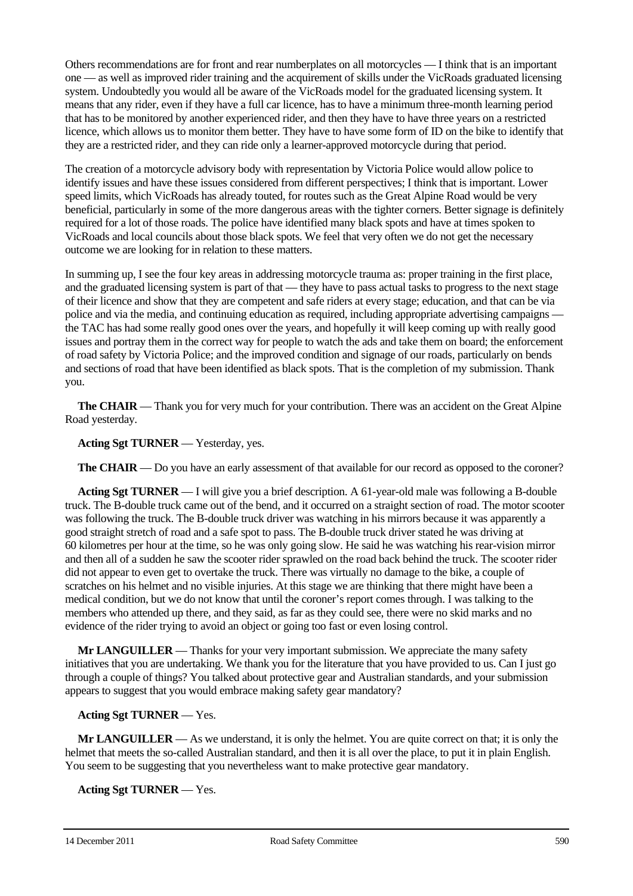Others recommendations are for front and rear numberplates on all motorcycles — I think that is an important one — as well as improved rider training and the acquirement of skills under the VicRoads graduated licensing system. Undoubtedly you would all be aware of the VicRoads model for the graduated licensing system. It means that any rider, even if they have a full car licence, has to have a minimum three-month learning period that has to be monitored by another experienced rider, and then they have to have three years on a restricted licence, which allows us to monitor them better. They have to have some form of ID on the bike to identify that they are a restricted rider, and they can ride only a learner-approved motorcycle during that period.

The creation of a motorcycle advisory body with representation by Victoria Police would allow police to identify issues and have these issues considered from different perspectives; I think that is important. Lower speed limits, which VicRoads has already touted, for routes such as the Great Alpine Road would be very beneficial, particularly in some of the more dangerous areas with the tighter corners. Better signage is definitely required for a lot of those roads. The police have identified many black spots and have at times spoken to VicRoads and local councils about those black spots. We feel that very often we do not get the necessary outcome we are looking for in relation to these matters.

In summing up, I see the four key areas in addressing motorcycle trauma as: proper training in the first place, and the graduated licensing system is part of that — they have to pass actual tasks to progress to the next stage of their licence and show that they are competent and safe riders at every stage; education, and that can be via police and via the media, and continuing education as required, including appropriate advertising campaigns — the TAC has had some really good ones over the years, and hopefully it will keep coming up with really good issues and portray them in the correct way for people to watch the ads and take them on board; the enforcement of road safety by Victoria Police; and the improved condition and signage of our roads, particularly on bends and sections of road that have been identified as black spots. That is the completion of my submission. Thank you.

**The CHAIR** — Thank you for very much for your contribution. There was an accident on the Great Alpine Road yesterday.

**Acting Sgt TURNER** — Yesterday, yes.

**The CHAIR** — Do you have an early assessment of that available for our record as opposed to the coroner?

**Acting Sgt TURNER** — I will give you a brief description. A 61-year-old male was following a B-double truck. The B-double truck came out of the bend, and it occurred on a straight section of road. The motor scooter was following the truck. The B-double truck driver was watching in his mirrors because it was apparently a good straight stretch of road and a safe spot to pass. The B-double truck driver stated he was driving at 60 kilometres per hour at the time, so he was only going slow. He said he was watching his rear-vision mirror and then all of a sudden he saw the scooter rider sprawled on the road back behind the truck. The scooter rider did not appear to even get to overtake the truck. There was virtually no damage to the bike, a couple of scratches on his helmet and no visible injuries. At this stage we are thinking that there might have been a medical condition, but we do not know that until the coroner's report comes through. I was talking to the members who attended up there, and they said, as far as they could see, there were no skid marks and no evidence of the rider trying to avoid an object or going too fast or even losing control.

**Mr LANGUILLER** — Thanks for your very important submission. We appreciate the many safety initiatives that you are undertaking. We thank you for the literature that you have provided to us. Can I just go through a couple of things? You talked about protective gear and Australian standards, and your submission appears to suggest that you would embrace making safety gear mandatory?

**Acting Sgt TURNER** — Yes.

**Mr LANGUILLER** — As we understand, it is only the helmet. You are quite correct on that; it is only the helmet that meets the so-called Australian standard, and then it is all over the place, to put it in plain English. You seem to be suggesting that you nevertheless want to make protective gear mandatory.

**Acting Sgt TURNER** — Yes.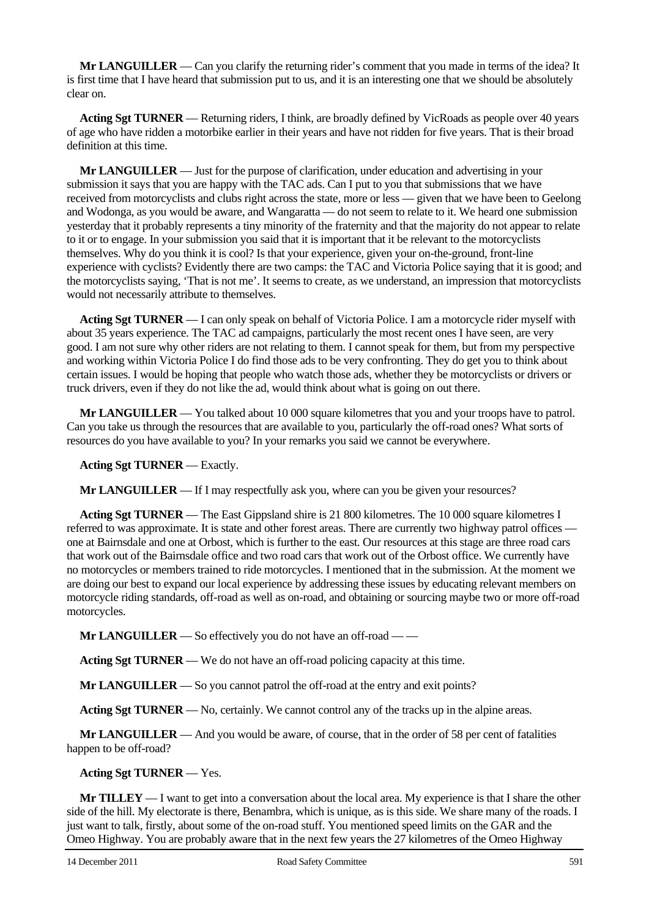**Mr LANGUILLER** — Can you clarify the returning rider's comment that you made in terms of the idea? It is first time that I have heard that submission put to us, and it is an interesting one that we should be absolutely clear on.

**Acting Sgt TURNER** — Returning riders, I think, are broadly defined by VicRoads as people over 40 years of age who have ridden a motorbike earlier in their years and have not ridden for five years. That is their broad definition at this time.

**Mr LANGUILLER** — Just for the purpose of clarification, under education and advertising in your submission it says that you are happy with the TAC ads. Can I put to you that submissions that we have received from motorcyclists and clubs right across the state, more or less — given that we have been to Geelong and Wodonga, as you would be aware, and Wangaratta — do not seem to relate to it. We heard one submission yesterday that it probably represents a tiny minority of the fraternity and that the majority do not appear to relate to it or to engage. In your submission you said that it is important that it be relevant to the motorcyclists themselves. Why do you think it is cool? Is that your experience, given your on-the-ground, front-line experience with cyclists? Evidently there are two camps: the TAC and Victoria Police saying that it is good; and the motorcyclists saying, 'That is not me'. It seems to create, as we understand, an impression that motorcyclists would not necessarily attribute to themselves.

**Acting Sgt TURNER** — I can only speak on behalf of Victoria Police. I am a motorcycle rider myself with about 35 years experience. The TAC ad campaigns, particularly the most recent ones I have seen, are very good. I am not sure why other riders are not relating to them. I cannot speak for them, but from my perspective and working within Victoria Police I do find those ads to be very confronting. They do get you to think about certain issues. I would be hoping that people who watch those ads, whether they be motorcyclists or drivers or truck drivers, even if they do not like the ad, would think about what is going on out there.

**Mr LANGUILLER** — You talked about 10 000 square kilometres that you and your troops have to patrol. Can you take us through the resources that are available to you, particularly the off-road ones? What sorts of resources do you have available to you? In your remarks you said we cannot be everywhere.

**Acting Sgt TURNER** — Exactly.

**Mr LANGUILLER** — If I may respectfully ask you, where can you be given your resources?

**Acting Sgt TURNER** — The East Gippsland shire is 21 800 kilometres. The 10 000 square kilometres I referred to was approximate. It is state and other forest areas. There are currently two highway patrol offices — one at Bairnsdale and one at Orbost, which is further to the east. Our resources at this stage are three road cars that work out of the Bairnsdale office and two road cars that work out of the Orbost office. We currently have no motorcycles or members trained to ride motorcycles. I mentioned that in the submission. At the moment we are doing our best to expand our local experience by addressing these issues by educating relevant members on motorcycle riding standards, off-road as well as on-road, and obtaining or sourcing maybe two or more off-road motorcycles.

**Mr LANGUILLER** — So effectively you do not have an off-road — —

**Acting Sgt TURNER** — We do not have an off-road policing capacity at this time.

**Mr LANGUILLER** — So you cannot patrol the off-road at the entry and exit points?

**Acting Sgt TURNER** — No, certainly. We cannot control any of the tracks up in the alpine areas.

**Mr LANGUILLER** — And you would be aware, of course, that in the order of 58 per cent of fatalities happen to be off-road?

**Acting Sgt TURNER** — Yes.

**Mr TILLEY** — I want to get into a conversation about the local area. My experience is that I share the other side of the hill. My electorate is there, Benambra, which is unique, as is this side. We share many of the roads. I just want to talk, firstly, about some of the on-road stuff. You mentioned speed limits on the GAR and the Omeo Highway. You are probably aware that in the next few years the 27 kilometres of the Omeo Highway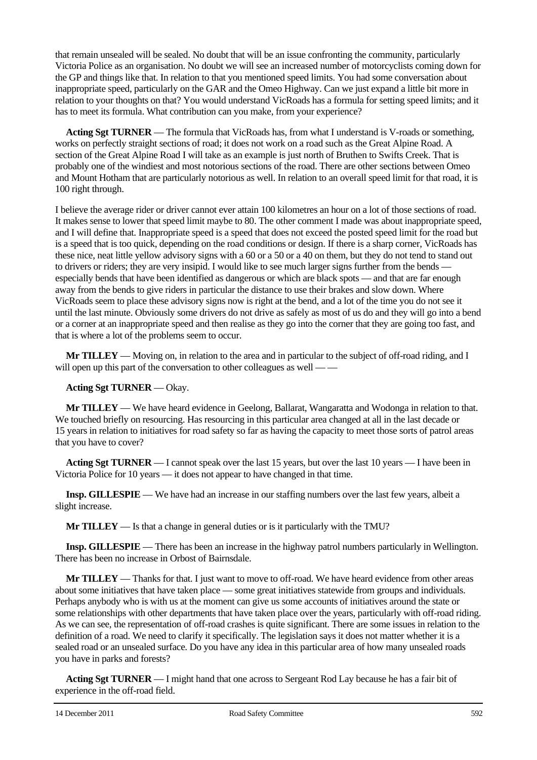that remain unsealed will be sealed. No doubt that will be an issue confronting the community, particularly Victoria Police as an organisation. No doubt we will see an increased number of motorcyclists coming down for the GP and things like that. In relation to that you mentioned speed limits. You had some conversation about inappropriate speed, particularly on the GAR and the Omeo Highway. Can we just expand a little bit more in relation to your thoughts on that? You would understand VicRoads has a formula for setting speed limits; and it has to meet its formula. What contribution can you make, from your experience?

**Acting Sgt TURNER** — The formula that VicRoads has, from what I understand is V-roads or something, works on perfectly straight sections of road; it does not work on a road such as the Great Alpine Road. A section of the Great Alpine Road I will take as an example is just north of Bruthen to Swifts Creek. That is probably one of the windiest and most notorious sections of the road. There are other sections between Omeo and Mount Hotham that are particularly notorious as well. In relation to an overall speed limit for that road, it is 100 right through.

I believe the average rider or driver cannot ever attain 100 kilometres an hour on a lot of those sections of road. It makes sense to lower that speed limit maybe to 80. The other comment I made was about inappropriate speed, and I will define that. Inappropriate speed is a speed that does not exceed the posted speed limit for the road but is a speed that is too quick, depending on the road conditions or design. If there is a sharp corner, VicRoads has these nice, neat little yellow advisory signs with a 60 or a 50 or a 40 on them, but they do not tend to stand out to drivers or riders; they are very insipid. I would like to see much larger signs further from the bends — especially bends that have been identified as dangerous or which are black spots — and that are far enough away from the bends to give riders in particular the distance to use their brakes and slow down. Where VicRoads seem to place these advisory signs now is right at the bend, and a lot of the time you do not see it until the last minute. Obviously some drivers do not drive as safely as most of us do and they will go into a bend or a corner at an inappropriate speed and then realise as they go into the corner that they are going too fast, and that is where a lot of the problems seem to occur.

**Mr TILLEY** — Moving on, in relation to the area and in particular to the subject of off-road riding, and I will open up this part of the conversation to other colleagues as well — —

**Acting Sgt TURNER** — Okay.

**Mr TILLEY** — We have heard evidence in Geelong, Ballarat, Wangaratta and Wodonga in relation to that. We touched briefly on resourcing. Has resourcing in this particular area changed at all in the last decade or 15 years in relation to initiatives for road safety so far as having the capacity to meet those sorts of patrol areas that you have to cover?

**Acting Sgt TURNER** — I cannot speak over the last 15 years, but over the last 10 years — I have been in Victoria Police for 10 years — it does not appear to have changed in that time.

**Insp. GILLESPIE** — We have had an increase in our staffing numbers over the last few years, albeit a slight increase.

**Mr TILLEY** — Is that a change in general duties or is it particularly with the TMU?

**Insp. GILLESPIE** — There has been an increase in the highway patrol numbers particularly in Wellington. There has been no increase in Orbost of Bairnsdale.

**Mr TILLEY** — Thanks for that. I just want to move to off-road. We have heard evidence from other areas about some initiatives that have taken place — some great initiatives statewide from groups and individuals. Perhaps anybody who is with us at the moment can give us some accounts of initiatives around the state or some relationships with other departments that have taken place over the years, particularly with off-road riding. As we can see, the representation of off-road crashes is quite significant. There are some issues in relation to the definition of a road. We need to clarify it specifically. The legislation says it does not matter whether it is a sealed road or an unsealed surface. Do you have any idea in this particular area of how many unsealed roads you have in parks and forests?

**Acting Sgt TURNER** — I might hand that one across to Sergeant Rod Lay because he has a fair bit of experience in the off-road field.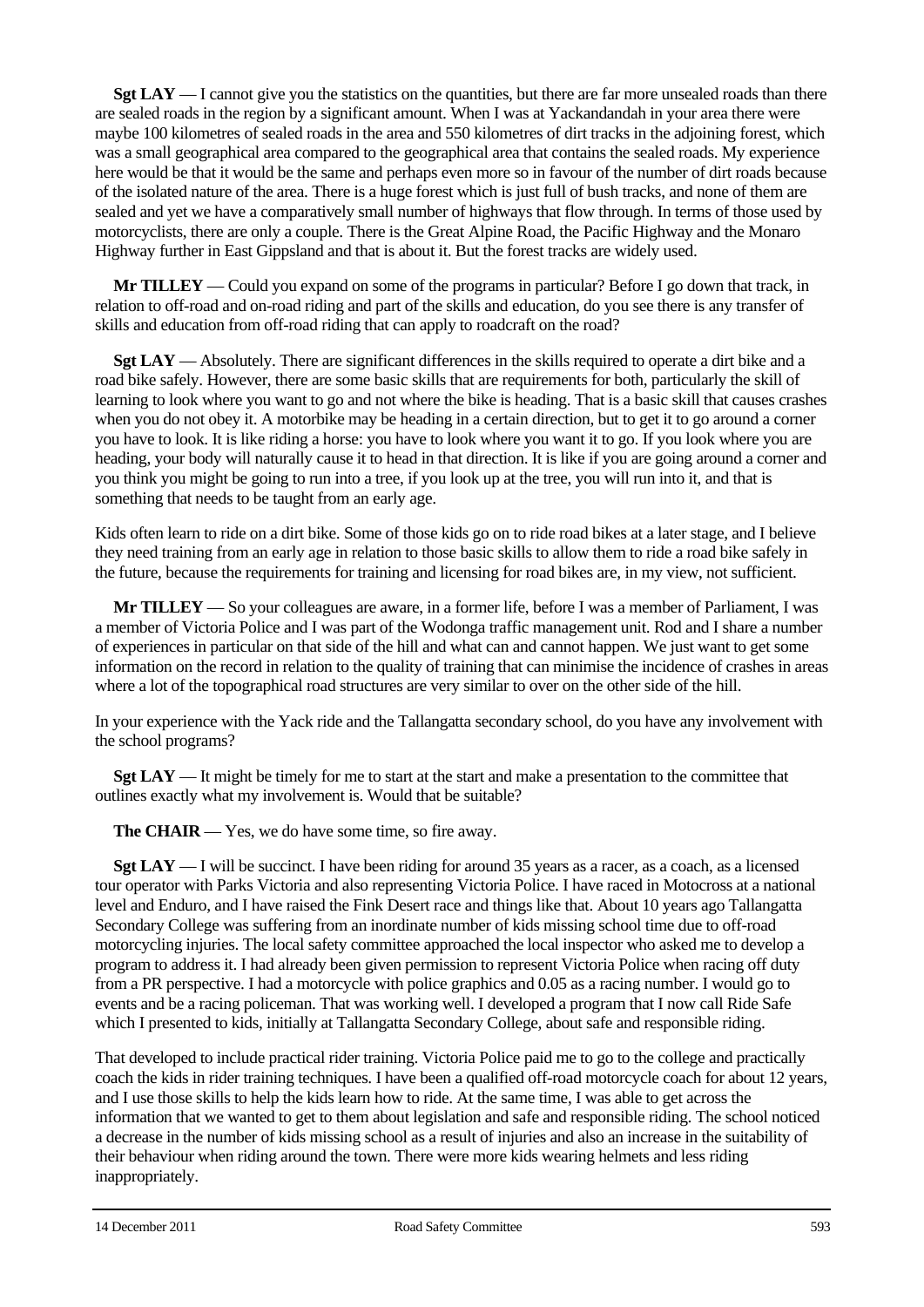**Sgt LAY** — I cannot give you the statistics on the quantities, but there are far more unsealed roads than there are sealed roads in the region by a significant amount. When I was at Yackandandah in your area there were maybe 100 kilometres of sealed roads in the area and 550 kilometres of dirt tracks in the adjoining forest, which was a small geographical area compared to the geographical area that contains the sealed roads. My experience here would be that it would be the same and perhaps even more so in favour of the number of dirt roads because of the isolated nature of the area. There is a huge forest which is just full of bush tracks, and none of them are sealed and yet we have a comparatively small number of highways that flow through. In terms of those used by motorcyclists, there are only a couple. There is the Great Alpine Road, the Pacific Highway and the Monaro Highway further in East Gippsland and that is about it. But the forest tracks are widely used.

**Mr TILLEY** — Could you expand on some of the programs in particular? Before I go down that track, in relation to off-road and on-road riding and part of the skills and education, do you see there is any transfer of skills and education from off-road riding that can apply to roadcraft on the road?

**Sgt LAY** — Absolutely. There are significant differences in the skills required to operate a dirt bike and a road bike safely. However, there are some basic skills that are requirements for both, particularly the skill of learning to look where you want to go and not where the bike is heading. That is a basic skill that causes crashes when you do not obey it. A motorbike may be heading in a certain direction, but to get it to go around a corner you have to look. It is like riding a horse: you have to look where you want it to go. If you look where you are heading, your body will naturally cause it to head in that direction. It is like if you are going around a corner and you think you might be going to run into a tree, if you look up at the tree, you will run into it, and that is something that needs to be taught from an early age.

Kids often learn to ride on a dirt bike. Some of those kids go on to ride road bikes at a later stage, and I believe they need training from an early age in relation to those basic skills to allow them to ride a road bike safely in the future, because the requirements for training and licensing for road bikes are, in my view, not sufficient.

**Mr TILLEY** — So your colleagues are aware, in a former life, before I was a member of Parliament, I was a member of Victoria Police and I was part of the Wodonga traffic management unit. Rod and I share a number of experiences in particular on that side of the hill and what can and cannot happen. We just want to get some information on the record in relation to the quality of training that can minimise the incidence of crashes in areas where a lot of the topographical road structures are very similar to over on the other side of the hill.

In your experience with the Yack ride and the Tallangatta secondary school, do you have any involvement with the school programs?

**Sgt LAY** — It might be timely for me to start at the start and make a presentation to the committee that outlines exactly what my involvement is. Would that be suitable?

**The CHAIR** — Yes, we do have some time, so fire away.

**Sgt LAY** — I will be succinct. I have been riding for around 35 years as a racer, as a coach, as a licensed tour operator with Parks Victoria and also representing Victoria Police. I have raced in Motocross at a national level and Enduro, and I have raised the Fink Desert race and things like that. About 10 years ago Tallangatta Secondary College was suffering from an inordinate number of kids missing school time due to off-road motorcycling injuries. The local safety committee approached the local inspector who asked me to develop a program to address it. I had already been given permission to represent Victoria Police when racing off duty from a PR perspective. I had a motorcycle with police graphics and 0.05 as a racing number. I would go to events and be a racing policeman. That was working well. I developed a program that I now call Ride Safe which I presented to kids, initially at Tallangatta Secondary College, about safe and responsible riding.

That developed to include practical rider training. Victoria Police paid me to go to the college and practically coach the kids in rider training techniques. I have been a qualified off-road motorcycle coach for about 12 years, and I use those skills to help the kids learn how to ride. At the same time, I was able to get across the information that we wanted to get to them about legislation and safe and responsible riding. The school noticed a decrease in the number of kids missing school as a result of injuries and also an increase in the suitability of their behaviour when riding around the town. There were more kids wearing helmets and less riding inappropriately.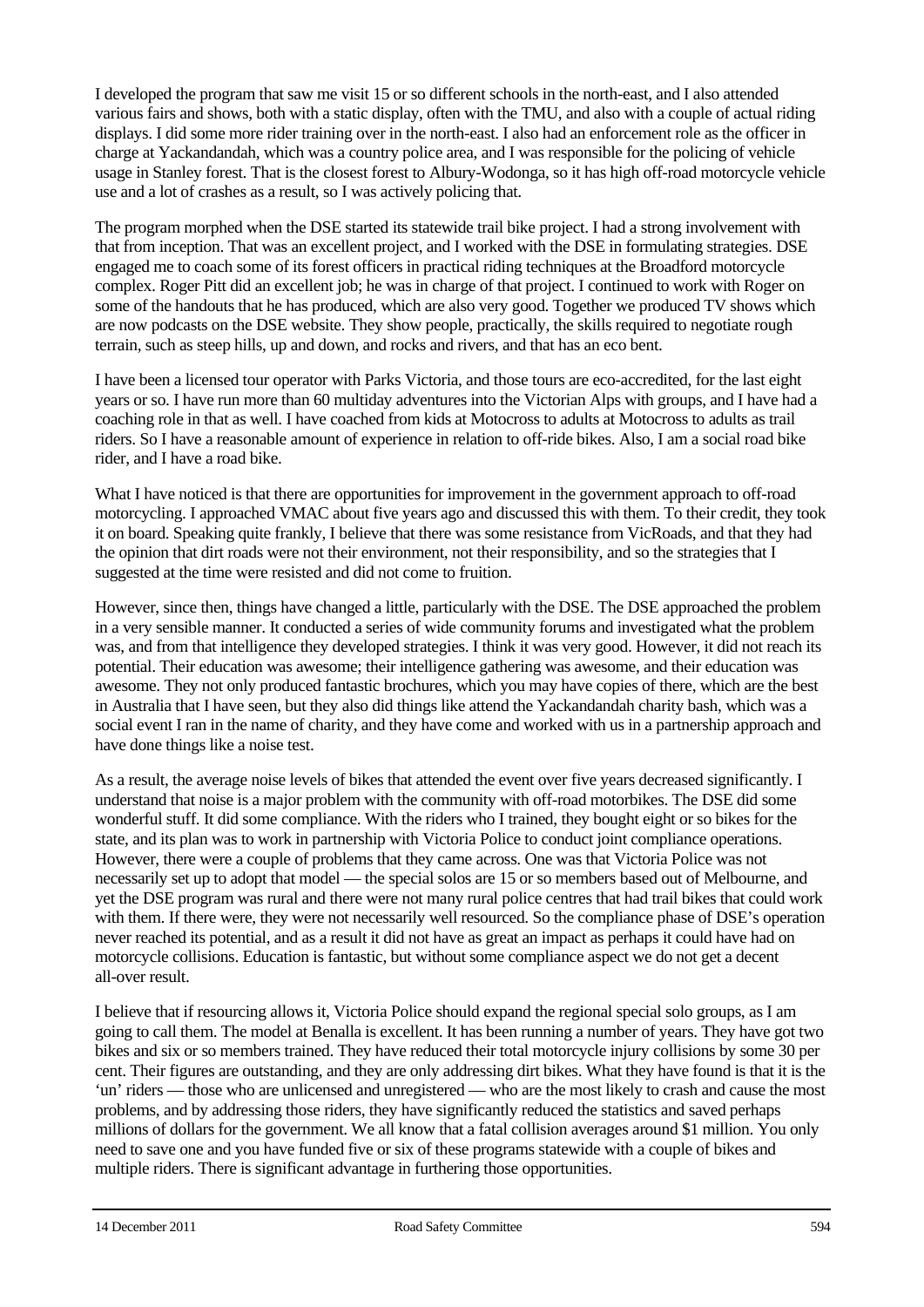I developed the program that saw me visit 15 or so different schools in the north-east, and I also attended various fairs and shows, both with a static display, often with the TMU, and also with a couple of actual riding displays. I did some more rider training over in the north-east. I also had an enforcement role as the officer in charge at Yackandandah, which was a country police area, and I was responsible for the policing of vehicle usage in Stanley forest. That is the closest forest to Albury-Wodonga, so it has high off-road motorcycle vehicle use and a lot of crashes as a result, so I was actively policing that.

The program morphed when the DSE started its statewide trail bike project. I had a strong involvement with that from inception. That was an excellent project, and I worked with the DSE in formulating strategies. DSE engaged me to coach some of its forest officers in practical riding techniques at the Broadford motorcycle complex. Roger Pitt did an excellent job; he was in charge of that project. I continued to work with Roger on some of the handouts that he has produced, which are also very good. Together we produced TV shows which are now podcasts on the DSE website. They show people, practically, the skills required to negotiate rough terrain, such as steep hills, up and down, and rocks and rivers, and that has an eco bent.

I have been a licensed tour operator with Parks Victoria, and those tours are eco-accredited, for the last eight years or so. I have run more than 60 multiday adventures into the Victorian Alps with groups, and I have had a coaching role in that as well. I have coached from kids at Motocross to adults at Motocross to adults as trail riders. So I have a reasonable amount of experience in relation to off-ride bikes. Also, I am a social road bike rider, and I have a road bike.

What I have noticed is that there are opportunities for improvement in the government approach to off-road motorcycling. I approached VMAC about five years ago and discussed this with them. To their credit, they took it on board. Speaking quite frankly, I believe that there was some resistance from VicRoads, and that they had the opinion that dirt roads were not their environment, not their responsibility, and so the strategies that I suggested at the time were resisted and did not come to fruition.

However, since then, things have changed a little, particularly with the DSE. The DSE approached the problem in a very sensible manner. It conducted a series of wide community forums and investigated what the problem was, and from that intelligence they developed strategies. I think it was very good. However, it did not reach its potential. Their education was awesome; their intelligence gathering was awesome, and their education was awesome. They not only produced fantastic brochures, which you may have copies of there, which are the best in Australia that I have seen, but they also did things like attend the Yackandandah charity bash, which was a social event I ran in the name of charity, and they have come and worked with us in a partnership approach and have done things like a noise test.

As a result, the average noise levels of bikes that attended the event over five years decreased significantly. I understand that noise is a major problem with the community with off-road motorbikes. The DSE did some wonderful stuff. It did some compliance. With the riders who I trained, they bought eight or so bikes for the state, and its plan was to work in partnership with Victoria Police to conduct joint compliance operations. However, there were a couple of problems that they came across. One was that Victoria Police was not necessarily set up to adopt that model — the special solos are 15 or so members based out of Melbourne, and yet the DSE program was rural and there were not many rural police centres that had trail bikes that could work with them. If there were, they were not necessarily well resourced. So the compliance phase of DSE's operation never reached its potential, and as a result it did not have as great an impact as perhaps it could have had on motorcycle collisions. Education is fantastic, but without some compliance aspect we do not get a decent all-over result.

I believe that if resourcing allows it, Victoria Police should expand the regional special solo groups, as I am going to call them. The model at Benalla is excellent. It has been running a number of years. They have got two bikes and six or so members trained. They have reduced their total motorcycle injury collisions by some 30 per cent. Their figures are outstanding, and they are only addressing dirt bikes. What they have found is that it is the 'un' riders — those who are unlicensed and unregistered — who are the most likely to crash and cause the most problems, and by addressing those riders, they have significantly reduced the statistics and saved perhaps millions of dollars for the government. We all know that a fatal collision averages around $1 million. You only need to save one and you have funded five or six of these programs statewide with a couple of bikes and multiple riders. There is significant advantage in furthering those opportunities.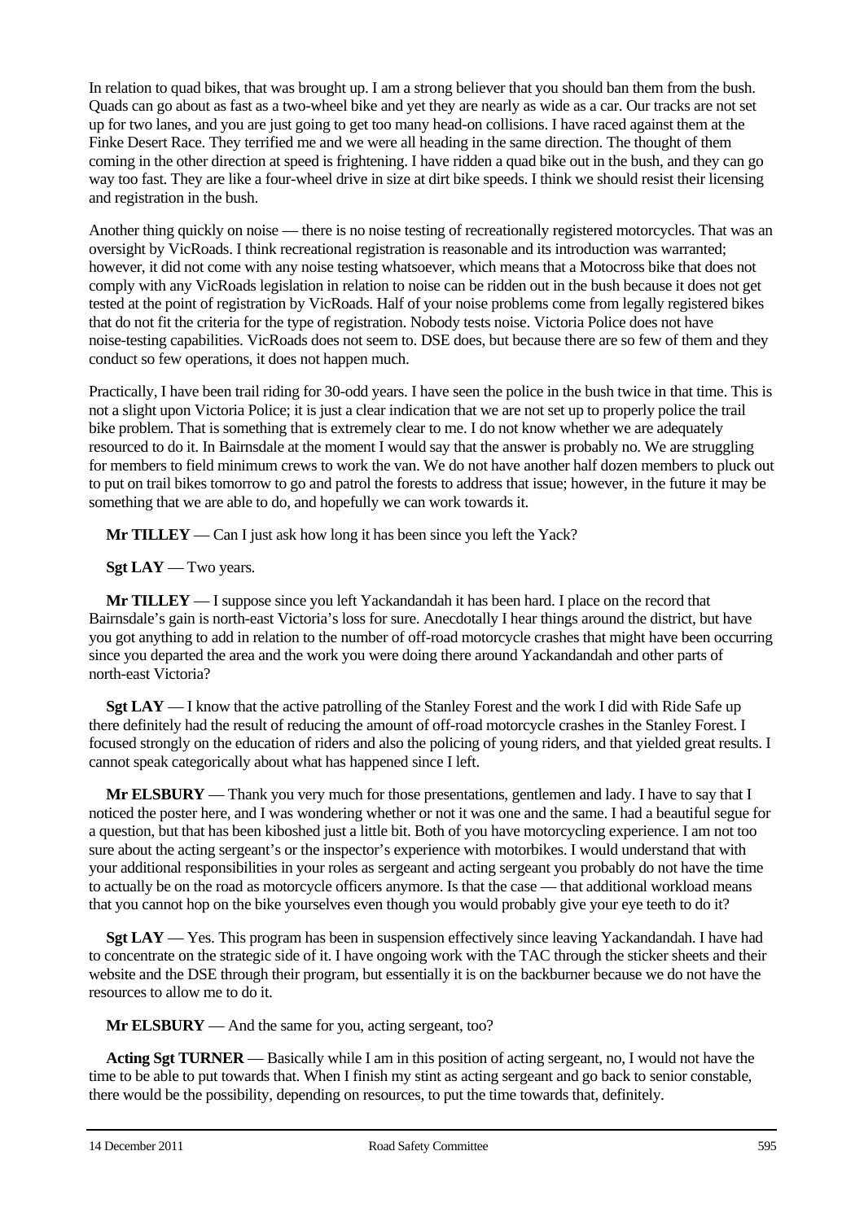In relation to quad bikes, that was brought up. I am a strong believer that you should ban them from the bush. Quads can go about as fast as a two-wheel bike and yet they are nearly as wide as a car. Our tracks are not set up for two lanes, and you are just going to get too many head-on collisions. I have raced against them at the Finke Desert Race. They terrified me and we were all heading in the same direction. The thought of them coming in the other direction at speed is frightening. I have ridden a quad bike out in the bush, and they can go way too fast. They are like a four-wheel drive in size at dirt bike speeds. I think we should resist their licensing and registration in the bush.

Another thing quickly on noise — there is no noise testing of recreationally registered motorcycles. That was an oversight by VicRoads. I think recreational registration is reasonable and its introduction was warranted; however, it did not come with any noise testing whatsoever, which means that a Motocross bike that does not comply with any VicRoads legislation in relation to noise can be ridden out in the bush because it does not get tested at the point of registration by VicRoads. Half of your noise problems come from legally registered bikes that do not fit the criteria for the type of registration. Nobody tests noise. Victoria Police does not have noise-testing capabilities. VicRoads does not seem to. DSE does, but because there are so few of them and they conduct so few operations, it does not happen much.

Practically, I have been trail riding for 30-odd years. I have seen the police in the bush twice in that time. This is not a slight upon Victoria Police; it is just a clear indication that we are not set up to properly police the trail bike problem. That is something that is extremely clear to me. I do not know whether we are adequately resourced to do it. In Bairnsdale at the moment I would say that the answer is probably no. We are struggling for members to field minimum crews to work the van. We do not have another half dozen members to pluck out to put on trail bikes tomorrow to go and patrol the forests to address that issue; however, in the future it may be something that we are able to do, and hopefully we can work towards it.

**Mr TILLEY** — Can I just ask how long it has been since you left the Yack?

**Sgt LAY** — Two years.

**Mr TILLEY** — I suppose since you left Yackandandah it has been hard. I place on the record that Bairnsdale's gain is north-east Victoria's loss for sure. Anecdotally I hear things around the district, but have you got anything to add in relation to the number of off-road motorcycle crashes that might have been occurring since you departed the area and the work you were doing there around Yackandandah and other parts of north-east Victoria?

**Sgt LAY** — I know that the active patrolling of the Stanley Forest and the work I did with Ride Safe up there definitely had the result of reducing the amount of off-road motorcycle crashes in the Stanley Forest. I focused strongly on the education of riders and also the policing of young riders, and that yielded great results. I cannot speak categorically about what has happened since I left.

**Mr ELSBURY** — Thank you very much for those presentations, gentlemen and lady. I have to say that I noticed the poster here, and I was wondering whether or not it was one and the same. I had a beautiful segue for a question, but that has been kiboshed just a little bit. Both of you have motorcycling experience. I am not too sure about the acting sergeant's or the inspector's experience with motorbikes. I would understand that with your additional responsibilities in your roles as sergeant and acting sergeant you probably do not have the time to actually be on the road as motorcycle officers anymore. Is that the case — that additional workload means that you cannot hop on the bike yourselves even though you would probably give your eye teeth to do it?

**Sgt LAY** — Yes. This program has been in suspension effectively since leaving Yackandandah. I have had to concentrate on the strategic side of it. I have ongoing work with the TAC through the sticker sheets and their website and the DSE through their program, but essentially it is on the backburner because we do not have the resources to allow me to do it.

**Mr ELSBURY** — And the same for you, acting sergeant, too?

**Acting Sgt TURNER** — Basically while I am in this position of acting sergeant, no, I would not have the time to be able to put towards that. When I finish my stint as acting sergeant and go back to senior constable, there would be the possibility, depending on resources, to put the time towards that, definitely.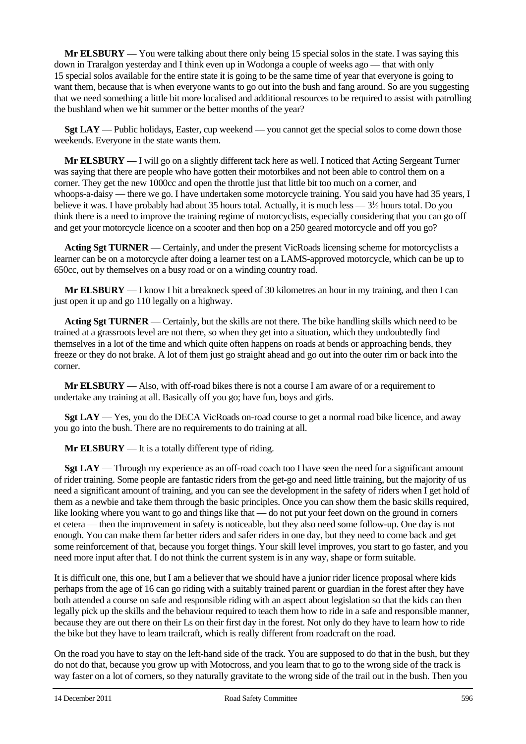**Mr ELSBURY** — You were talking about there only being 15 special solos in the state. I was saying this down in Traralgon yesterday and I think even up in Wodonga a couple of weeks ago — that with only 15 special solos available for the entire state it is going to be the same time of year that everyone is going to want them, because that is when everyone wants to go out into the bush and fang around. So are you suggesting that we need something a little bit more localised and additional resources to be required to assist with patrolling the bushland when we hit summer or the better months of the year?

**Sgt LAY** — Public holidays, Easter, cup weekend — you cannot get the special solos to come down those weekends. Everyone in the state wants them.

**Mr ELSBURY** — I will go on a slightly different tack here as well. I noticed that Acting Sergeant Turner was saying that there are people who have gotten their motorbikes and not been able to control them on a corner. They get the new 1000cc and open the throttle just that little bit too much on a corner, and whoops-a-daisy — there we go. I have undertaken some motorcycle training. You said you have had 35 years, I believe it was. I have probably had about 35 hours total. Actually, it is much less — 3½ hours total. Do you think there is a need to improve the training regime of motorcyclists, especially considering that you can go off and get your motorcycle licence on a scooter and then hop on a 250 geared motorcycle and off you go?

**Acting Sgt TURNER** — Certainly, and under the present VicRoads licensing scheme for motorcyclists a learner can be on a motorcycle after doing a learner test on a LAMS-approved motorcycle, which can be up to 650cc, out by themselves on a busy road or on a winding country road.

**Mr ELSBURY** — I know I hit a breakneck speed of 30 kilometres an hour in my training, and then I can just open it up and go 110 legally on a highway.

**Acting Sgt TURNER** — Certainly, but the skills are not there. The bike handling skills which need to be trained at a grassroots level are not there, so when they get into a situation, which they undoubtedly find themselves in a lot of the time and which quite often happens on roads at bends or approaching bends, they freeze or they do not brake. A lot of them just go straight ahead and go out into the outer rim or back into the corner.

**Mr ELSBURY** — Also, with off-road bikes there is not a course I am aware of or a requirement to undertake any training at all. Basically off you go; have fun, boys and girls.

**Sgt LAY** — Yes, you do the DECA VicRoads on-road course to get a normal road bike licence, and away you go into the bush. There are no requirements to do training at all.

**Mr ELSBURY** — It is a totally different type of riding.

**Sgt LAY** — Through my experience as an off-road coach too I have seen the need for a significant amount of rider training. Some people are fantastic riders from the get-go and need little training, but the majority of us need a significant amount of training, and you can see the development in the safety of riders when I get hold of them as a newbie and take them through the basic principles. Once you can show them the basic skills required, like looking where you want to go and things like that — do not put your feet down on the ground in corners et cetera — then the improvement in safety is noticeable, but they also need some follow-up. One day is not enough. You can make them far better riders and safer riders in one day, but they need to come back and get some reinforcement of that, because you forget things. Your skill level improves, you start to go faster, and you need more input after that. I do not think the current system is in any way, shape or form suitable.

It is difficult one, this one, but I am a believer that we should have a junior rider licence proposal where kids perhaps from the age of 16 can go riding with a suitably trained parent or guardian in the forest after they have both attended a course on safe and responsible riding with an aspect about legislation so that the kids can then legally pick up the skills and the behaviour required to teach them how to ride in a safe and responsible manner, because they are out there on their Ls on their first day in the forest. Not only do they have to learn how to ride the bike but they have to learn trailcraft, which is really different from roadcraft on the road.

On the road you have to stay on the left-hand side of the track. You are supposed to do that in the bush, but they do not do that, because you grow up with Motocross, and you learn that to go to the wrong side of the track is way faster on a lot of corners, so they naturally gravitate to the wrong side of the trail out in the bush. Then you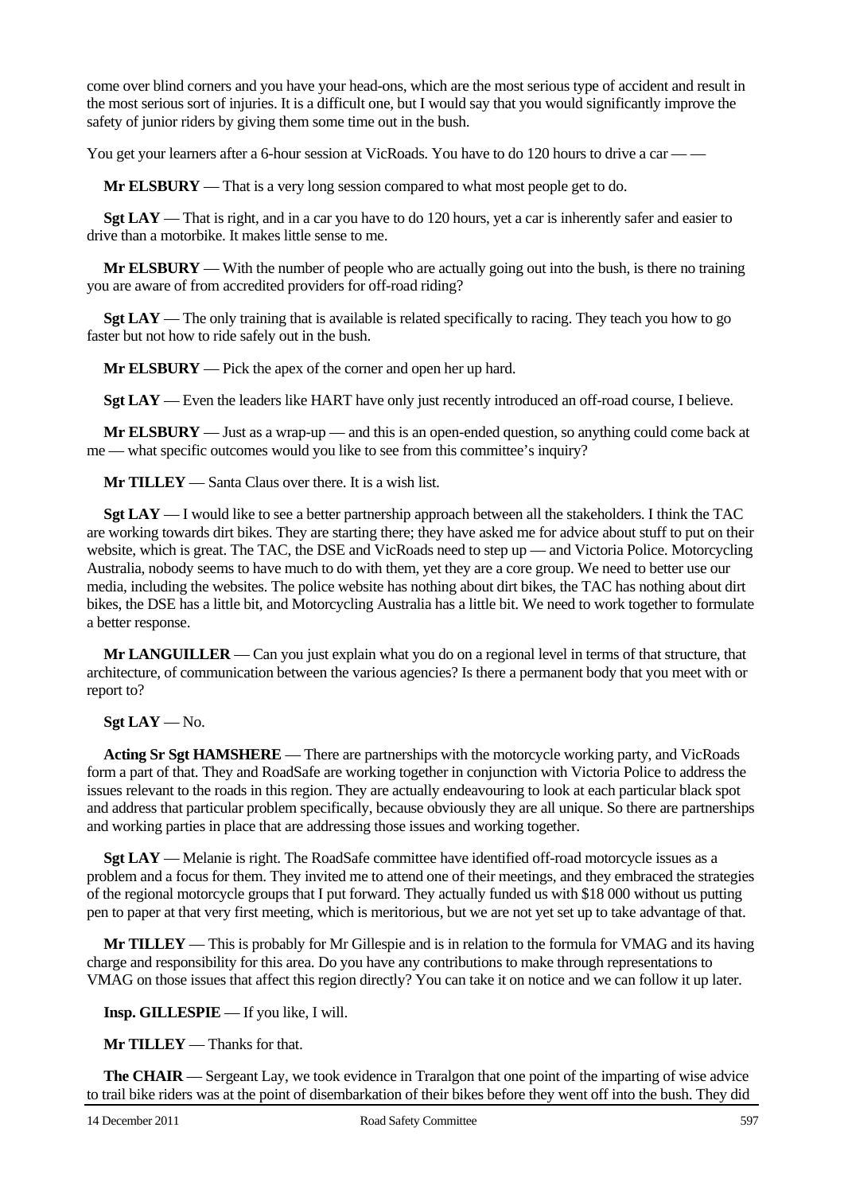come over blind corners and you have your head-ons, which are the most serious type of accident and result in the most serious sort of injuries. It is a difficult one, but I would say that you would significantly improve the safety of junior riders by giving them some time out in the bush.

You get your learners after a 6-hour session at VicRoads. You have to do 120 hours to drive a car — —

**Mr ELSBURY** — That is a very long session compared to what most people get to do.

**Sgt LAY** — That is right, and in a car you have to do 120 hours, yet a car is inherently safer and easier to drive than a motorbike. It makes little sense to me.

**Mr ELSBURY** — With the number of people who are actually going out into the bush, is there no training you are aware of from accredited providers for off-road riding?

**Sgt LAY** — The only training that is available is related specifically to racing. They teach you how to go faster but not how to ride safely out in the bush.

**Mr ELSBURY** — Pick the apex of the corner and open her up hard.

**Sgt LAY** — Even the leaders like HART have only just recently introduced an off-road course, I believe.

**Mr ELSBURY** — Just as a wrap-up — and this is an open-ended question, so anything could come back at me — what specific outcomes would you like to see from this committee's inquiry?

**Mr TILLEY** — Santa Claus over there. It is a wish list.

**Sgt LAY** — I would like to see a better partnership approach between all the stakeholders. I think the TAC are working towards dirt bikes. They are starting there; they have asked me for advice about stuff to put on their website, which is great. The TAC, the DSE and VicRoads need to step up — and Victoria Police. Motorcycling Australia, nobody seems to have much to do with them, yet they are a core group. We need to better use our media, including the websites. The police website has nothing about dirt bikes, the TAC has nothing about dirt bikes, the DSE has a little bit, and Motorcycling Australia has a little bit. We need to work together to formulate a better response.

**Mr LANGUILLER** — Can you just explain what you do on a regional level in terms of that structure, that architecture, of communication between the various agencies? Is there a permanent body that you meet with or report to?

**Sgt LAY** — No.

**Acting Sr Sgt HAMSHERE** — There are partnerships with the motorcycle working party, and VicRoads form a part of that. They and RoadSafe are working together in conjunction with Victoria Police to address the issues relevant to the roads in this region. They are actually endeavouring to look at each particular black spot and address that particular problem specifically, because obviously they are all unique. So there are partnerships and working parties in place that are addressing those issues and working together.

**Sgt LAY** — Melanie is right. The RoadSafe committee have identified off-road motorcycle issues as a problem and a focus for them. They invited me to attend one of their meetings, and they embraced the strategies of the regional motorcycle groups that I put forward. They actually funded us with $18 000 without us putting pen to paper at that very first meeting, which is meritorious, but we are not yet set up to take advantage of that.

**Mr TILLEY** — This is probably for Mr Gillespie and is in relation to the formula for VMAG and its having charge and responsibility for this area. Do you have any contributions to make through representations to VMAG on those issues that affect this region directly? You can take it on notice and we can follow it up later.

**Insp. GILLESPIE** — If you like, I will.

**Mr TILLEY** — Thanks for that.

**The CHAIR** — Sergeant Lay, we took evidence in Traralgon that one point of the imparting of wise advice to trail bike riders was at the point of disembarkation of their bikes before they went off into the bush. They did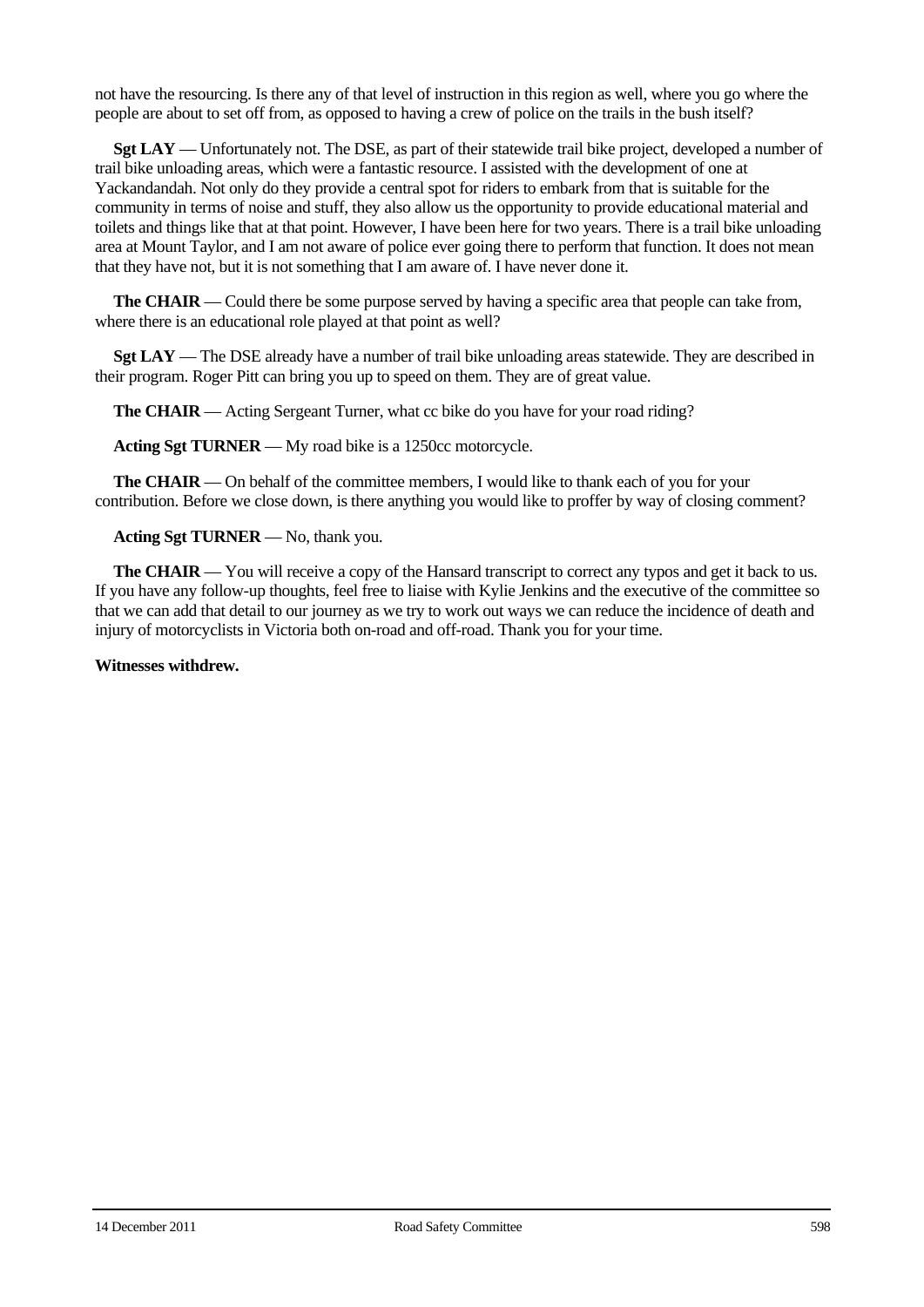not have the resourcing. Is there any of that level of instruction in this region as well, where you go where the people are about to set off from, as opposed to having a crew of police on the trails in the bush itself?

**Sgt LAY** — Unfortunately not. The DSE, as part of their statewide trail bike project, developed a number of trail bike unloading areas, which were a fantastic resource. I assisted with the development of one at Yackandandah. Not only do they provide a central spot for riders to embark from that is suitable for the community in terms of noise and stuff, they also allow us the opportunity to provide educational material and toilets and things like that at that point. However, I have been here for two years. There is a trail bike unloading area at Mount Taylor, and I am not aware of police ever going there to perform that function. It does not mean that they have not, but it is not something that I am aware of. I have never done it.

**The CHAIR** — Could there be some purpose served by having a specific area that people can take from, where there is an educational role played at that point as well?

**Sgt LAY** — The DSE already have a number of trail bike unloading areas statewide. They are described in their program. Roger Pitt can bring you up to speed on them. They are of great value.

**The CHAIR** — Acting Sergeant Turner, what cc bike do you have for your road riding?

**Acting Sgt TURNER** — My road bike is a 1250cc motorcycle.

**The CHAIR** — On behalf of the committee members, I would like to thank each of you for your contribution. Before we close down, is there anything you would like to proffer by way of closing comment?

**Acting Sgt TURNER** — No, thank you.

**The CHAIR** — You will receive a copy of the Hansard transcript to correct any typos and get it back to us. If you have any follow-up thoughts, feel free to liaise with Kylie Jenkins and the executive of the committee so that we can add that detail to our journey as we try to work out ways we can reduce the incidence of death and injury of motorcyclists in Victoria both on-road and off-road. Thank you for your time.

**Witnesses withdrew.**